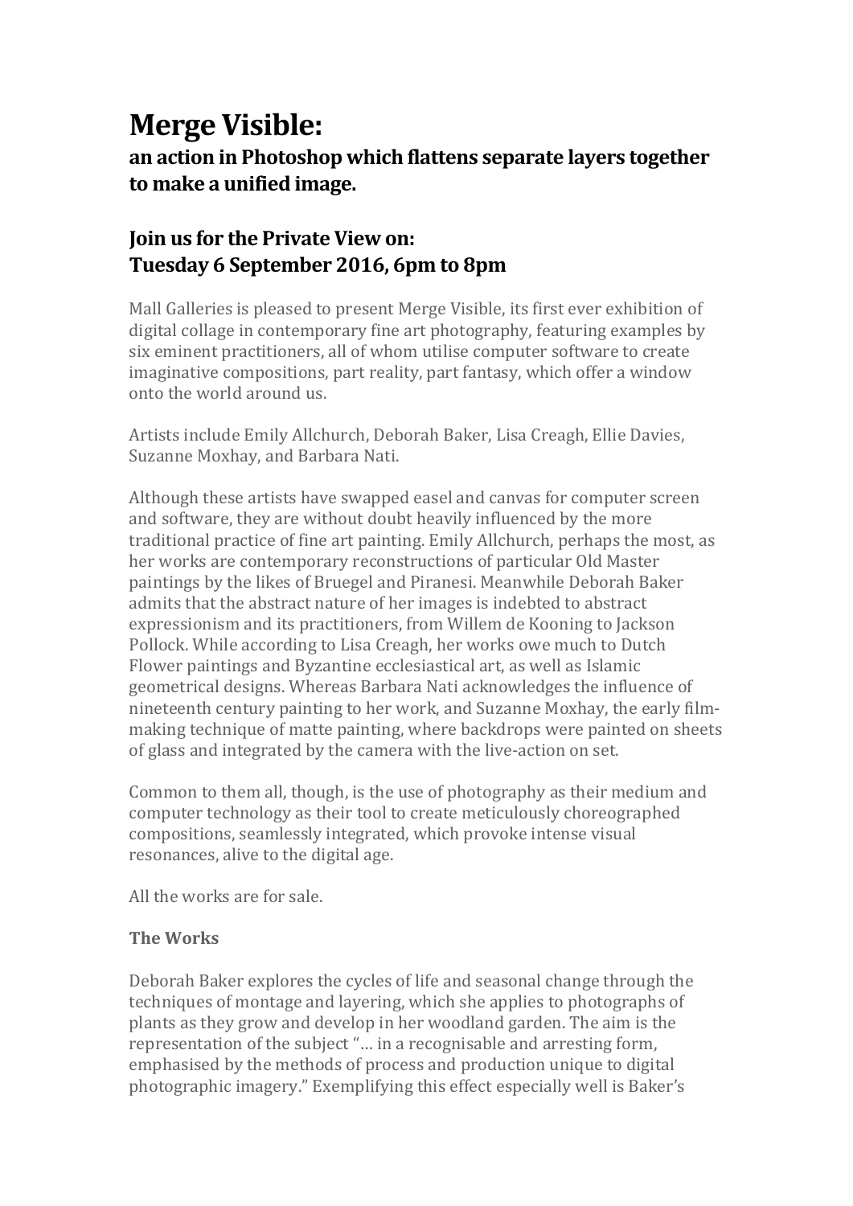# Merge Visible:

## an action in Photoshop which flattens separate layers together to make a unified image.

## Join us for the Private View on:
## Tuesday 6 September 2016, 6pm to 8pm

Mall Galleries is pleased to present Merge Visible, its first ever exhibition of digital collage in contemporary fine art photography, featuring examples by six eminent practitioners, all of whom utilise computer software to create imaginative compositions, part reality, part fantasy, which offer a window onto the world around us.

Artists include Emily Allchurch, Deborah Baker, Lisa Creagh, Ellie Davies, Suzanne Moxhay, and Barbara Nati.

Although these artists have swapped easel and canvas for computer screen and software, they are without doubt heavily influenced by the more traditional practice of fine art painting. Emily Allchurch, perhaps the most, as her works are contemporary reconstructions of particular Old Master paintings by the likes of Bruegel and Piranesi. Meanwhile Deborah Baker admits that the abstract nature of her images is indebted to abstract expressionism and its practitioners, from Willem de Kooning to Jackson Pollock. While according to Lisa Creagh, her works owe much to Dutch Flower paintings and Byzantine ecclesiastical art, as well as Islamic geometrical designs. Whereas Barbara Nati acknowledges the influence of nineteenth century painting to her work, and Suzanne Moxhay, the early film-making technique of matte painting, where backdrops were painted on sheets of glass and integrated by the camera with the live-action on set.

Common to them all, though, is the use of photography as their medium and computer technology as their tool to create meticulously choreographed compositions, seamlessly integrated, which provoke intense visual resonances, alive to the digital age.

All the works are for sale.

**The Works**

Deborah Baker explores the cycles of life and seasonal change through the techniques of montage and layering, which she applies to photographs of plants as they grow and develop in her woodland garden. The aim is the representation of the subject "… in a recognisable and arresting form, emphasised by the methods of process and production unique to digital photographic imagery." Exemplifying this effect especially well is Baker's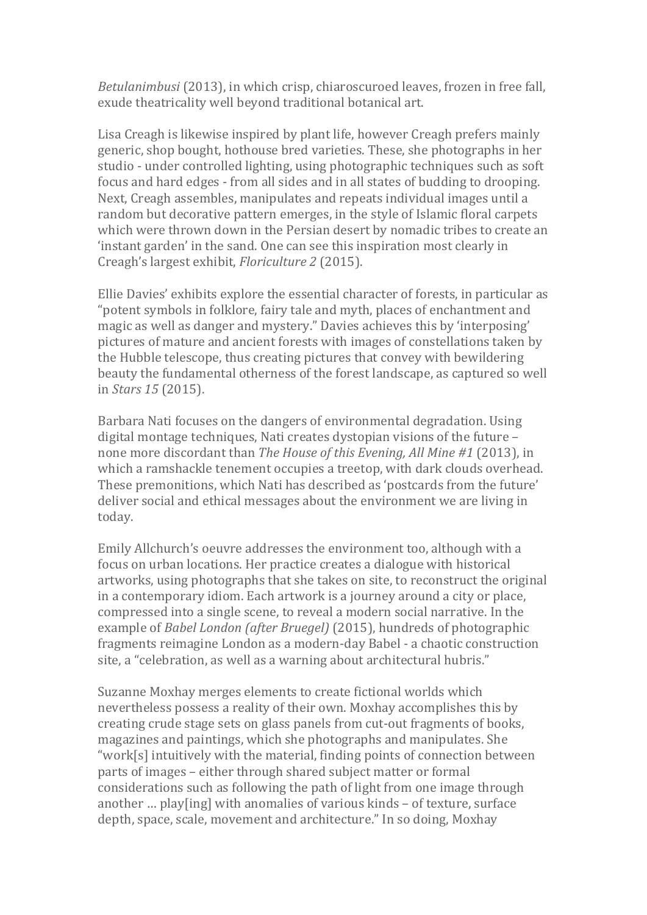*Betulanimbusi* (2013), in which crisp, chiaroscuroed leaves, frozen in free fall, exude theatricality well beyond traditional botanical art.

Lisa Creagh is likewise inspired by plant life, however Creagh prefers mainly generic, shop bought, hothouse bred varieties. These, she photographs in her studio - under controlled lighting, using photographic techniques such as soft focus and hard edges - from all sides and in all states of budding to drooping. Next, Creagh assembles, manipulates and repeats individual images until a random but decorative pattern emerges, in the style of Islamic floral carpets which were thrown down in the Persian desert by nomadic tribes to create an 'instant garden' in the sand. One can see this inspiration most clearly in Creagh's largest exhibit, *Floriculture 2* (2015).

Ellie Davies' exhibits explore the essential character of forests, in particular as "potent symbols in folklore, fairy tale and myth, places of enchantment and magic as well as danger and mystery." Davies achieves this by 'interposing' pictures of mature and ancient forests with images of constellations taken by the Hubble telescope, thus creating pictures that convey with bewildering beauty the fundamental otherness of the forest landscape, as captured so well in *Stars 15* (2015).

Barbara Nati focuses on the dangers of environmental degradation. Using digital montage techniques, Nati creates dystopian visions of the future – none more discordant than *The House of this Evening, All Mine #1* (2013), in which a ramshackle tenement occupies a treetop, with dark clouds overhead. These premonitions, which Nati has described as 'postcards from the future' deliver social and ethical messages about the environment we are living in today.

Emily Allchurch's oeuvre addresses the environment too, although with a focus on urban locations. Her practice creates a dialogue with historical artworks, using photographs that she takes on site, to reconstruct the original in a contemporary idiom. Each artwork is a journey around a city or place, compressed into a single scene, to reveal a modern social narrative. In the example of *Babel London (after Bruegel)* (2015), hundreds of photographic fragments reimagine London as a modern-day Babel - a chaotic construction site, a "celebration, as well as a warning about architectural hubris."

Suzanne Moxhay merges elements to create fictional worlds which nevertheless possess a reality of their own. Moxhay accomplishes this by creating crude stage sets on glass panels from cut-out fragments of books, magazines and paintings, which she photographs and manipulates. She "work[s] intuitively with the material, finding points of connection between parts of images – either through shared subject matter or formal considerations such as following the path of light from one image through another … play[ing] with anomalies of various kinds – of texture, surface depth, space, scale, movement and architecture." In so doing, Moxhay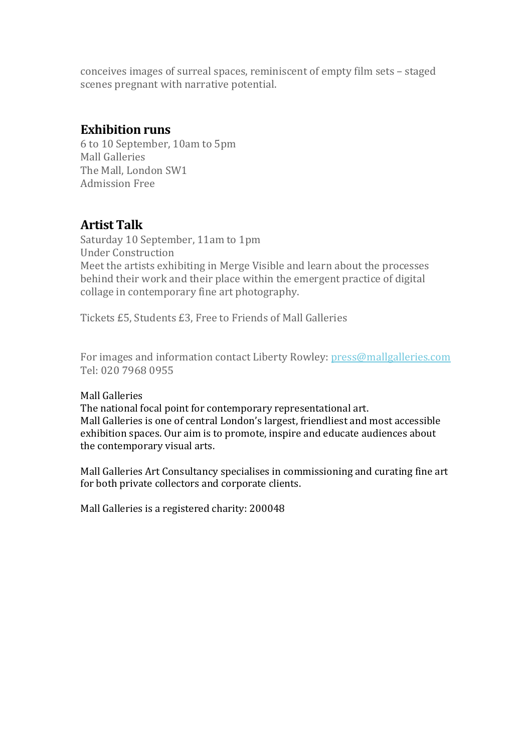conceives images of surreal spaces, reminiscent of empty film sets – staged scenes pregnant with narrative potential.

## Exhibition runs

6 to 10 September, 10am to 5pm
Mall Galleries
The Mall, London SW1
Admission Free

## Artist Talk

Saturday 10 September, 11am to 1pm
Under Construction
Meet the artists exhibiting in Merge Visible and learn about the processes behind their work and their place within the emergent practice of digital collage in contemporary fine art photography.

Tickets £5, Students £3, Free to Friends of Mall Galleries

For images and information contact Liberty Rowley: press@mallgalleries.com
Tel: 020 7968 0955

Mall Galleries
The national focal point for contemporary representational art.
Mall Galleries is one of central London's largest, friendliest and most accessible exhibition spaces. Our aim is to promote, inspire and educate audiences about the contemporary visual arts.

Mall Galleries Art Consultancy specialises in commissioning and curating fine art for both private collectors and corporate clients.

Mall Galleries is a registered charity: 200048